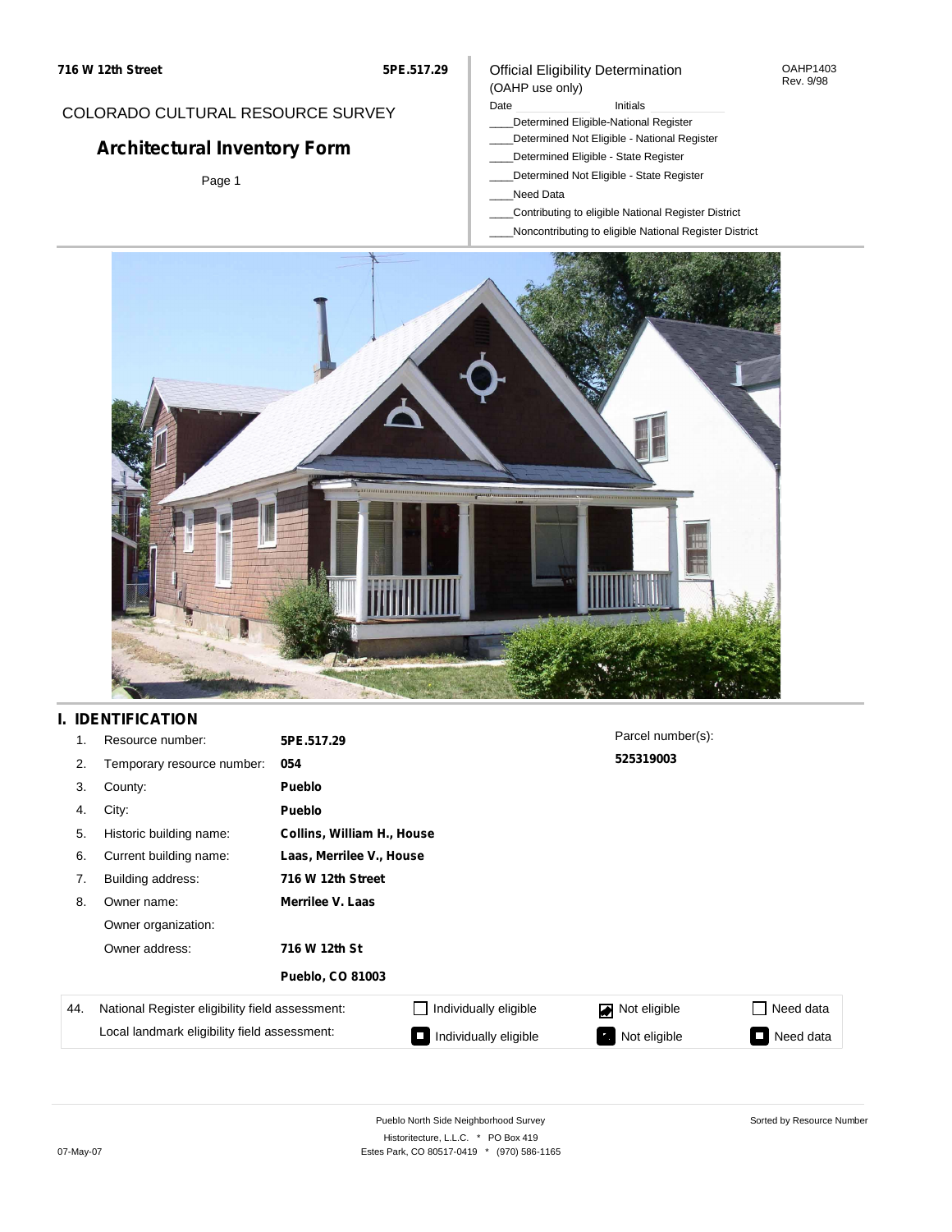716 W 12th Street **5PE.517.29**

COLORADO CULTURAL RESOURCE SURVEY

# Architectural Inventory Form

Page 1

Official Eligibility Determination
(OAHP use only)

OAHP1403
Rev. 9/98

Date ______ Initials ______

____Determined Eligible-National Register
____Determined Not Eligible - National Register
____Determined Eligible - State Register
____Determined Not Eligible - State Register
____Need Data
____Contributing to eligible National Register District
____Noncontributing to eligible National Register District

## I. IDENTIFICATION

| | | |
|---|---|---|
| 1. | Resource number: | **5PE.517.29** |
| 2. | Temporary resource number: | **054** |
| 3. | County: | **Pueblo** |
| 4. | City: | **Pueblo** |
| 5. | Historic building name: | **Collins, William H., House** |
| 6. | Current building name: | **Laas, Merrilee V., House** |
| 7. | Building address: | **716 W 12th Street** |
| 8. | Owner name: | **Merrilee V. Laas** |
| | Owner organization: | |
| | Owner address: | **716 W 12th St** |
| | | **Pueblo, CO 81003** |

Parcel number(s):
**525319003**

| 44. | | | | |
|---|---|---|---|---|
| | National Register eligibility field assessment: | ☐ Individually eligible | ☑ Not eligible | ☐ Need data |
| | Local landmark eligibility field assessment: | ☐ Individually eligible | ☐ Not eligible | ☐ Need data |

Pueblo North Side Neighborhood Survey
Historitecture, L.L.C. * PO Box 419
Estes Park, CO 80517-0419 * (970) 586-1165

Sorted by Resource Number

07-May-07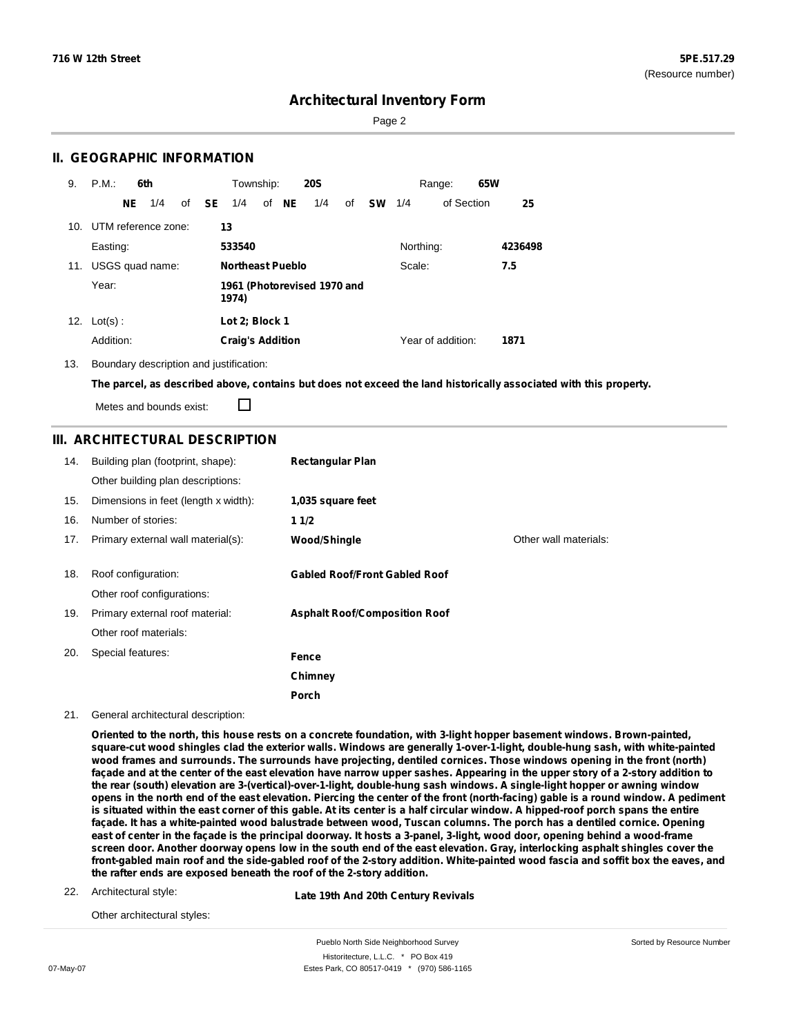## II. GEOGRAPHIC INFORMATION

9. P.M.: **6th** Township: **20S** Range: **65W**

**NE** 1/4 of **SE** 1/4 of **NE** 1/4 of **SW** 1/4 of Section **25**

10. UTM reference zone: **13**

Easting: **533540** Northing: **4236498**

11. USGS quad name: **Northeast Pueblo** Scale: **7.5**

Year: **1961 (Photorevised 1970 and 1974)**

12. Lot(s) : **Lot 2; Block 1**

Addition: **Craig's Addition** Year of addition: **1871**

13. Boundary description and justification:

**The parcel, as described above, contains but does not exceed the land historically associated with this property.**

Metes and bounds exist: ☐

## III. ARCHITECTURAL DESCRIPTION

| | | | |
|---|---|---|---|
| 14. | Building plan (footprint, shape): | **Rectangular Plan** | |
| | Other building plan descriptions: | | |
| 15. | Dimensions in feet (length x width): | **1,035 square feet** | |
| 16. | Number of stories: | **1 1/2** | |
| 17. | Primary external wall material(s): | **Wood/Shingle** | Other wall materials: |
| 18. | Roof configuration: | **Gabled Roof/Front Gabled Roof** | |
| | Other roof configurations: | | |
| 19. | Primary external roof material: | **Asphalt Roof/Composition Roof** | |
| | Other roof materials: | | |
| 20. | Special features: | **Fence**<br>**Chimney**<br>**Porch** | |

21. General architectural description:

**Oriented to the north, this house rests on a concrete foundation, with 3-light hopper basement windows. Brown-painted, square-cut wood shingles clad the exterior walls. Windows are generally 1-over-1-light, double-hung sash, with white-painted wood frames and surrounds. The surrounds have projecting, dentiled cornices. Those windows opening in the front (north) façade and at the center of the east elevation have narrow upper sashes. Appearing in the upper story of a 2-story addition to the rear (south) elevation are 3-(vertical)-over-1-light, double-hung sash windows. A single-light hopper or awning window opens in the north end of the east elevation. Piercing the center of the front (north-facing) gable is a round window. A pediment is situated within the east corner of this gable. At its center is a half circular window. A hipped-roof porch spans the entire façade. It has a white-painted wood balustrade between wood, Tuscan columns. The porch has a dentiled cornice. Opening east of center in the façade is the principal doorway. It hosts a 3-panel, 3-light, wood door, opening behind a wood-frame screen door. Another doorway opens low in the south end of the east elevation. Gray, interlocking asphalt shingles cover the front-gabled main roof and the side-gabled roof of the 2-story addition. White-painted wood fascia and soffit box the eaves, and the rafter ends are exposed beneath the roof of the 2-story addition.**

22. Architectural style: **Late 19th And 20th Century Revivals**

Other architectural styles: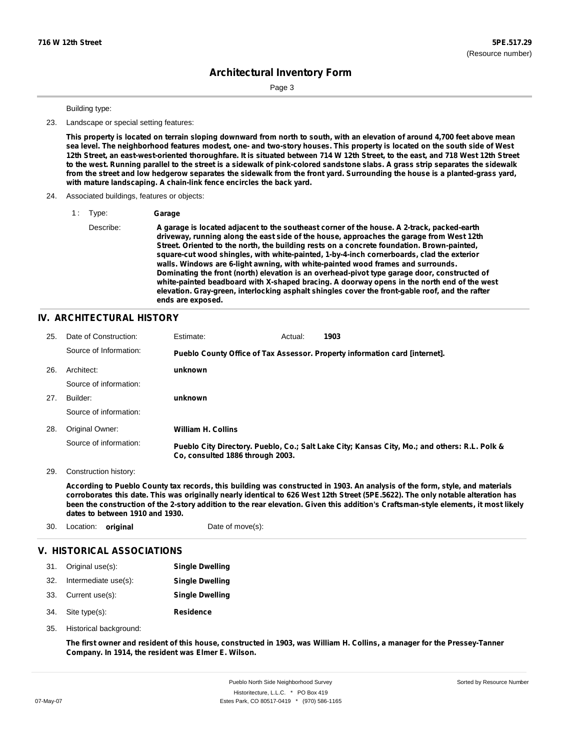Building type:

23. Landscape or special setting features:

**This property is located on terrain sloping downward from north to south, with an elevation of around 4,700 feet above mean sea level. The neighborhood features modest, one- and two-story houses. This property is located on the south side of West 12th Street, an east-west-oriented thoroughfare. It is situated between 714 W 12th Street, to the east, and 718 West 12th Street to the west. Running parallel to the street is a sidewalk of pink-colored sandstone slabs. A grass strip separates the sidewalk from the street and low hedgerow separates the sidewalk from the front yard. Surrounding the house is a planted-grass yard, with mature landscaping. A chain-link fence encircles the back yard.**

24. Associated buildings, features or objects:

1 : Type: **Garage**

Describe: **A garage is located adjacent to the southeast corner of the house. A 2-track, packed-earth driveway, running along the east side of the house, approaches the garage from West 12th Street. Oriented to the north, the building rests on a concrete foundation. Brown-painted, square-cut wood shingles, with white-painted, 1-by-4-inch cornerboards, clad the exterior walls. Windows are 6-light awning, with white-painted wood frames and surrounds. Dominating the front (north) elevation is an overhead-pivot type garage door, constructed of white-painted beadboard with X-shaped bracing. A doorway opens in the north end of the west elevation. Gray-green, interlocking asphalt shingles cover the front-gable roof, and the rafter ends are exposed.**

## IV. ARCHITECTURAL HISTORY

25. Date of Construction: Estimate: Actual: **1903**

Source of Information: **Pueblo County Office of Tax Assessor. Property information card [internet].**

26. Architect: **unknown**

Source of information:

27. Builder: **unknown**

Source of information:

28. Original Owner: **William H. Collins**

Source of information: **Pueblo City Directory. Pueblo, Co.; Salt Lake City; Kansas City, Mo.; and others: R.L. Polk & Co, consulted 1886 through 2003.**

29. Construction history:

**According to Pueblo County tax records, this building was constructed in 1903. An analysis of the form, style, and materials corroborates this date. This was originally nearly identical to 626 West 12th Street (5PE.5622). The only notable alteration has been the construction of the 2-story addition to the rear elevation. Given this addition's Craftsman-style elements, it most likely dates to between 1910 and 1930.**

30. Location: **original** Date of move(s):

## V. HISTORICAL ASSOCIATIONS

31. Original use(s): **Single Dwelling**
32. Intermediate use(s): **Single Dwelling**
33. Current use(s): **Single Dwelling**
34. Site type(s): **Residence**
35. Historical background:

**The first owner and resident of this house, constructed in 1903, was William H. Collins, a manager for the Pressey-Tanner Company. In 1914, the resident was Elmer E. Wilson.**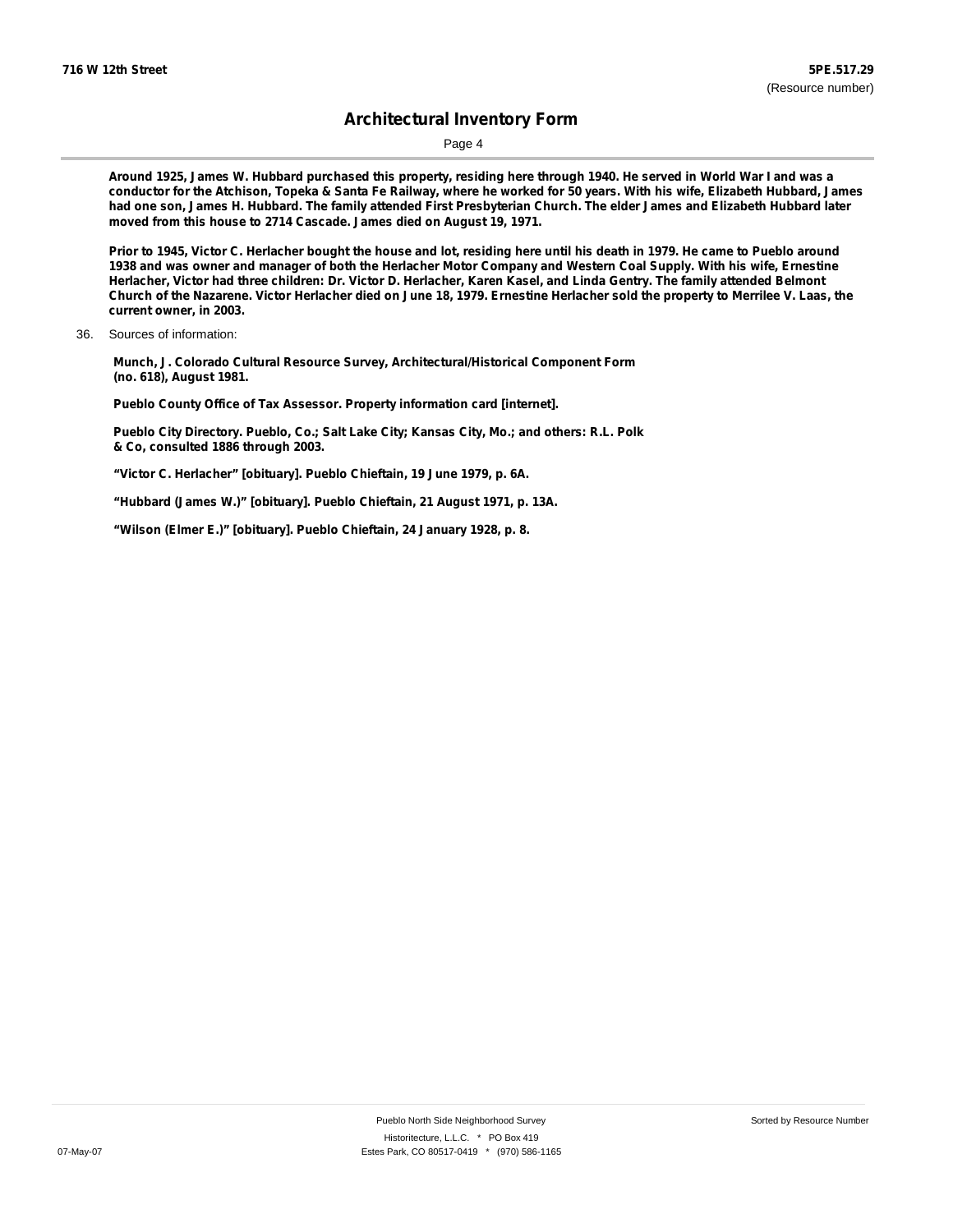**Around 1925, James W. Hubbard purchased this property, residing here through 1940. He served in World War I and was a conductor for the Atchison, Topeka & Santa Fe Railway, where he worked for 50 years. With his wife, Elizabeth Hubbard, James had one son, James H. Hubbard. The family attended First Presbyterian Church. The elder James and Elizabeth Hubbard later moved from this house to 2714 Cascade. James died on August 19, 1971.**

**Prior to 1945, Victor C. Herlacher bought the house and lot, residing here until his death in 1979. He came to Pueblo around 1938 and was owner and manager of both the Herlacher Motor Company and Western Coal Supply. With his wife, Ernestine Herlacher, Victor had three children: Dr. Victor D. Herlacher, Karen Kasel, and Linda Gentry. The family attended Belmont Church of the Nazarene. Victor Herlacher died on June 18, 1979. Ernestine Herlacher sold the property to Merrilee V. Laas, the current owner, in 2003.**

36. Sources of information:

**Munch, J. Colorado Cultural Resource Survey, Architectural/Historical Component Form (no. 618), August 1981.**

**Pueblo County Office of Tax Assessor. Property information card [internet].**

**Pueblo City Directory. Pueblo, Co.; Salt Lake City; Kansas City, Mo.; and others: R.L. Polk & Co, consulted 1886 through 2003.**

**"Victor C. Herlacher" [obituary]. Pueblo Chieftain, 19 June 1979, p. 6A.**

**"Hubbard (James W.)" [obituary]. Pueblo Chieftain, 21 August 1971, p. 13A.**

**"Wilson (Elmer E.)" [obituary]. Pueblo Chieftain, 24 January 1928, p. 8.**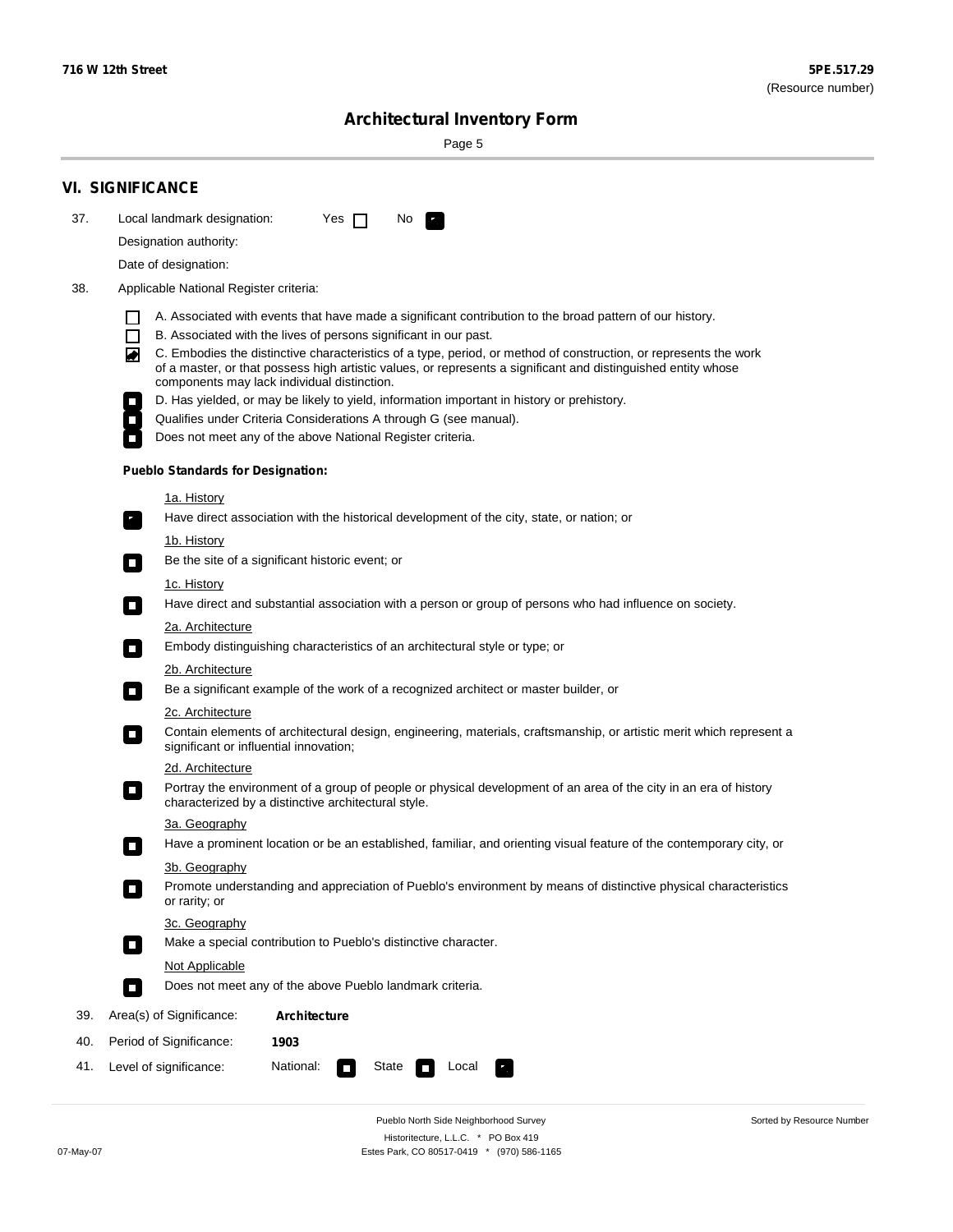## VI. SIGNIFICANCE

37. Local landmark designation: Yes ☐ No ☑

Designation authority:

Date of designation:

38. Applicable National Register criteria:

- ☐ A. Associated with events that have made a significant contribution to the broad pattern of our history.
- ☐ B. Associated with the lives of persons significant in our past.
- ☑ C. Embodies the distinctive characteristics of a type, period, or method of construction, or represents the work of a master, or that possess high artistic values, or represents a significant and distinguished entity whose components may lack individual distinction.
- ☐ D. Has yielded, or may be likely to yield, information important in history or prehistory.
- ☐ Qualifies under Criteria Considerations A through G (see manual).
- ☐ Does not meet any of the above National Register criteria.

**Pueblo Standards for Designation:**

1a. History
- ☑ Have direct association with the historical development of the city, state, or nation; or

1b. History
- ☐ Be the site of a significant historic event; or

1c. History
- ☐ Have direct and substantial association with a person or group of persons who had influence on society.

2a. Architecture
- ☐ Embody distinguishing characteristics of an architectural style or type; or

2b. Architecture
- ☐ Be a significant example of the work of a recognized architect or master builder, or

2c. Architecture
- ☐ Contain elements of architectural design, engineering, materials, craftsmanship, or artistic merit which represent a significant or influential innovation;

2d. Architecture
- ☐ Portray the environment of a group of people or physical development of an area of the city in an era of history characterized by a distinctive architectural style.

3a. Geography
- ☐ Have a prominent location or be an established, familiar, and orienting visual feature of the contemporary city, or

3b. Geography
- ☐ Promote understanding and appreciation of Pueblo's environment by means of distinctive physical characteristics or rarity; or

3c. Geography
- ☐ Make a special contribution to Pueblo's distinctive character.

Not Applicable
- ☐ Does not meet any of the above Pueblo landmark criteria.

39. Area(s) of Significance: **Architecture**

40. Period of Significance: **1903**

41. Level of significance: National: ☐ State ☐ Local ☑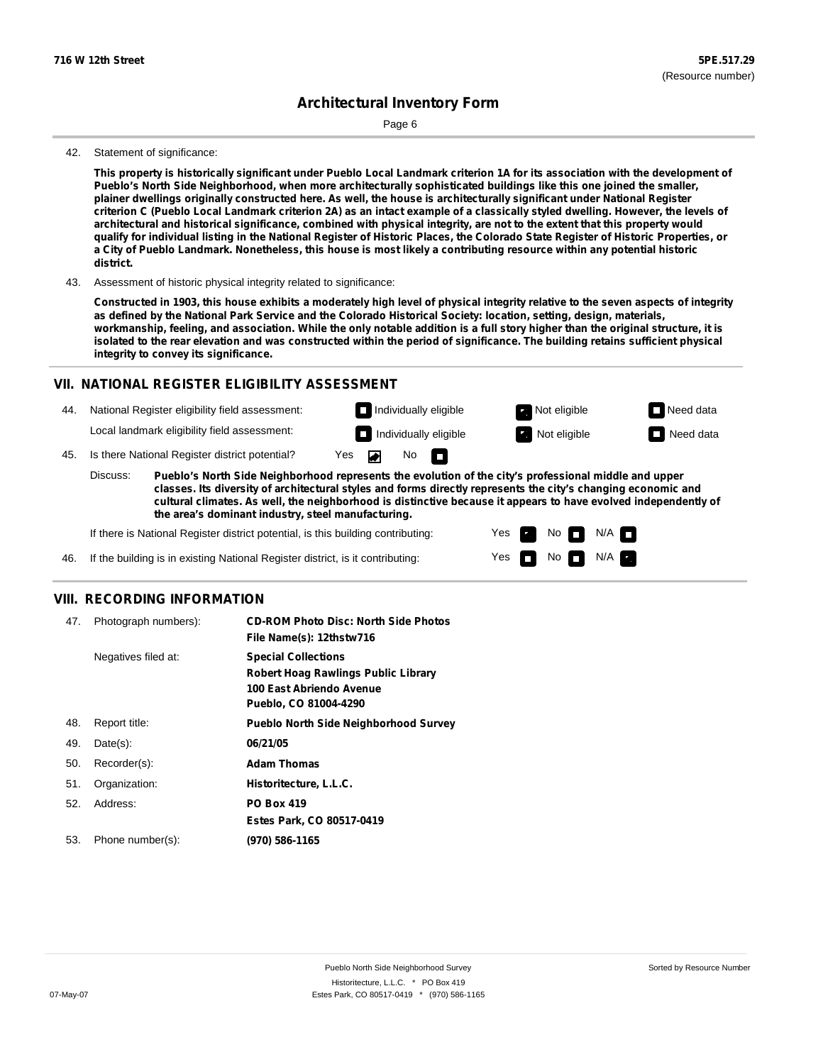42. Statement of significance:

**This property is historically significant under Pueblo Local Landmark criterion 1A for its association with the development of Pueblo's North Side Neighborhood, when more architecturally sophisticated buildings like this one joined the smaller, plainer dwellings originally constructed here. As well, the house is architecturally significant under National Register criterion C (Pueblo Local Landmark criterion 2A) as an intact example of a classically styled dwelling. However, the levels of architectural and historical significance, combined with physical integrity, are not to the extent that this property would qualify for individual listing in the National Register of Historic Places, the Colorado State Register of Historic Properties, or a City of Pueblo Landmark. Nonetheless, this house is most likely a contributing resource within any potential historic district.**

43. Assessment of historic physical integrity related to significance:

**Constructed in 1903, this house exhibits a moderately high level of physical integrity relative to the seven aspects of integrity as defined by the National Park Service and the Colorado Historical Society: location, setting, design, materials, workmanship, feeling, and association. While the only notable addition is a full story higher than the original structure, it is isolated to the rear elevation and was constructed within the period of significance. The building retains sufficient physical integrity to convey its significance.**

## VII. NATIONAL REGISTER ELIGIBILITY ASSESSMENT

44. National Register eligibility field assessment: ☐ Individually eligible ☑ Not eligible ☐ Need data

Local landmark eligibility field assessment: ☐ Individually eligible ☑ Not eligible ☐ Need data

45. Is there National Register district potential? Yes ☑ No ☐

Discuss: **Pueblo's North Side Neighborhood represents the evolution of the city's professional middle and upper classes. Its diversity of architectural styles and forms directly represents the city's changing economic and cultural climates. As well, the neighborhood is distinctive because it appears to have evolved independently of the area's dominant industry, steel manufacturing.**

If there is National Register district potential, is this building contributing: Yes ☑ No ☐ N/A ☐

46. If the building is in existing National Register district, is it contributing: Yes ☐ No ☐ N/A ☑

## VIII. RECORDING INFORMATION

47. Photograph numbers): **CD-ROM Photo Disc: North Side Photos**
**File Name(s): 12thstw716**

Negatives filed at: **Special Collections**
**Robert Hoag Rawlings Public Library**
**100 East Abriendo Avenue**
**Pueblo, CO 81004-4290**

48. Report title: **Pueblo North Side Neighborhood Survey**

49. Date(s): **06/21/05**

50. Recorder(s): **Adam Thomas**

51. Organization: **Historitecture, L.L.C.**

52. Address: **PO Box 419**
**Estes Park, CO 80517-0419**

53. Phone number(s): **(970) 586-1165**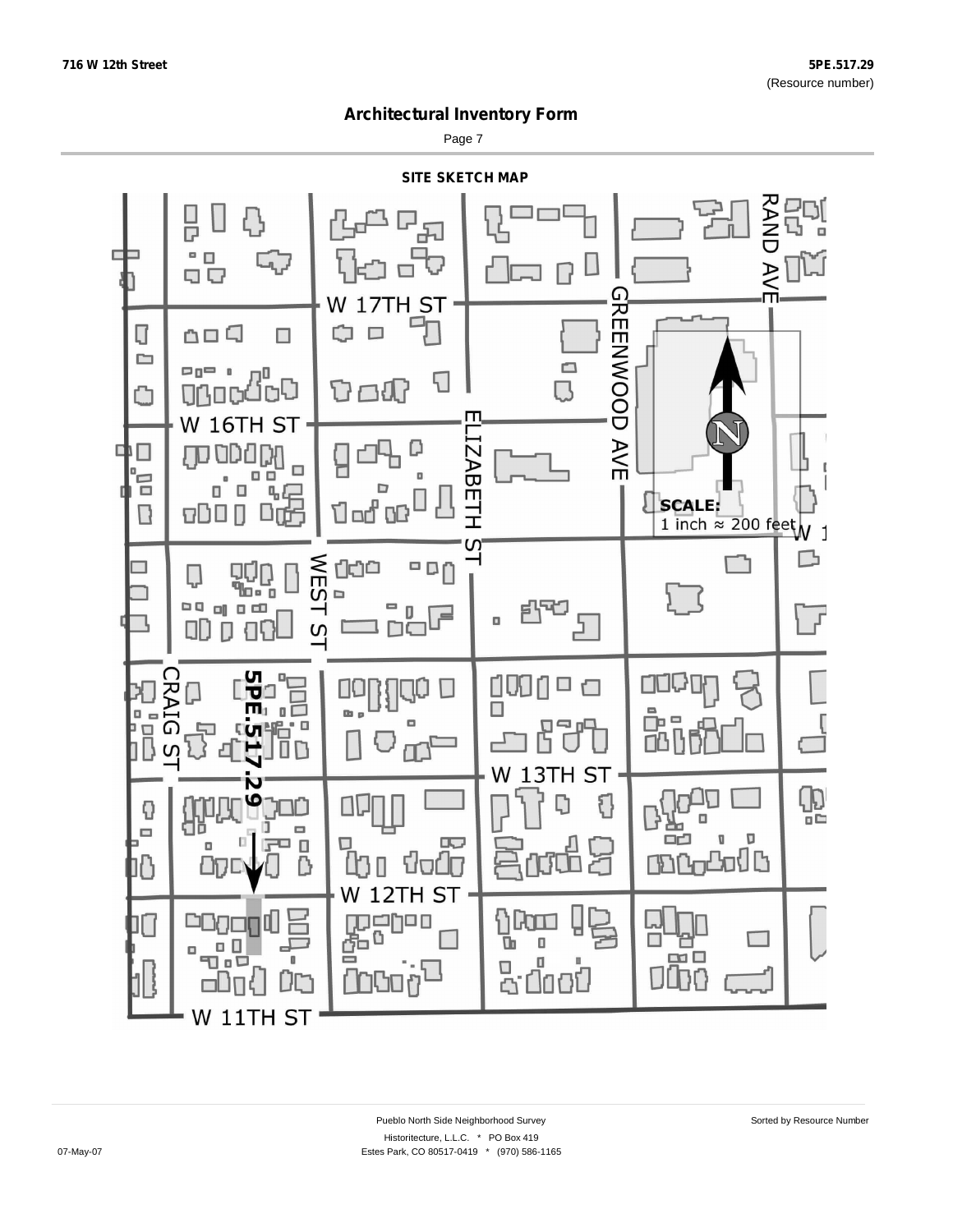716 W 12th Street

5PE.517.29
(Resource number)

# Architectural Inventory Form

## SITE SKETCH MAP

W 17TH ST

W 16TH ST

W 13TH ST

W 12TH ST

W 11TH ST

GREENWOOD AVE

RAND AVE

ELIZABETH ST

WEST ST

CRAIG ST

5PE.517.29

**SCALE:**
1 inch ≈ 200 feet

W 1

N

Pueblo North Side Neighborhood Survey

Sorted by Resource Number

Historitecture, L.L.C. * PO Box 419

07-May-07

Estes Park, CO 80517-0419 * (970) 586-1165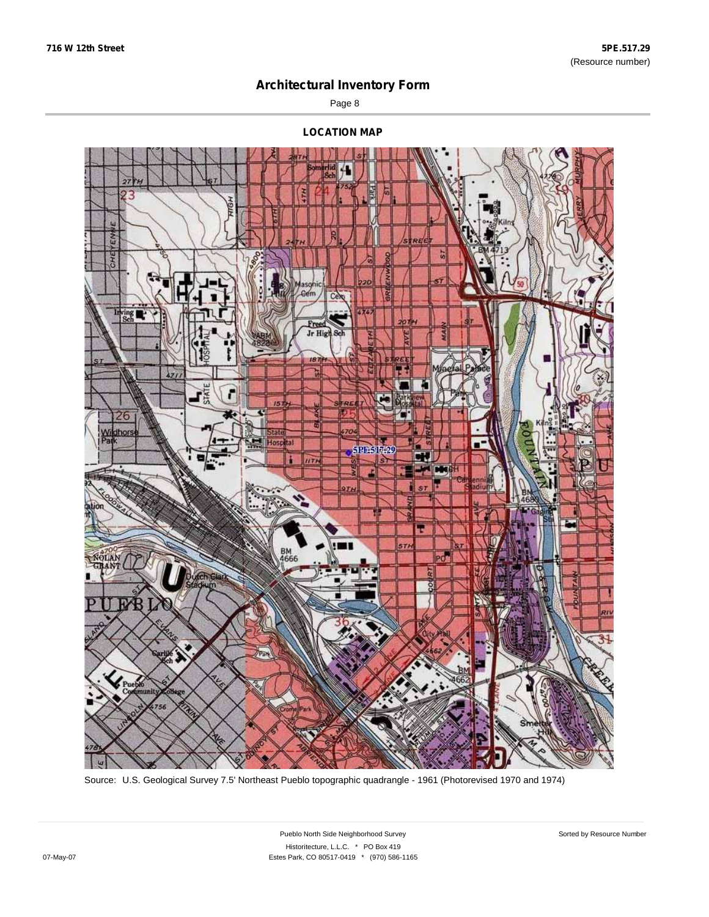# Architectural Inventory Form

## LOCATION MAP

Source: U.S. Geological Survey 7.5' Northeast Pueblo topographic quadrangle - 1961 (Photorevised 1970 and 1974)